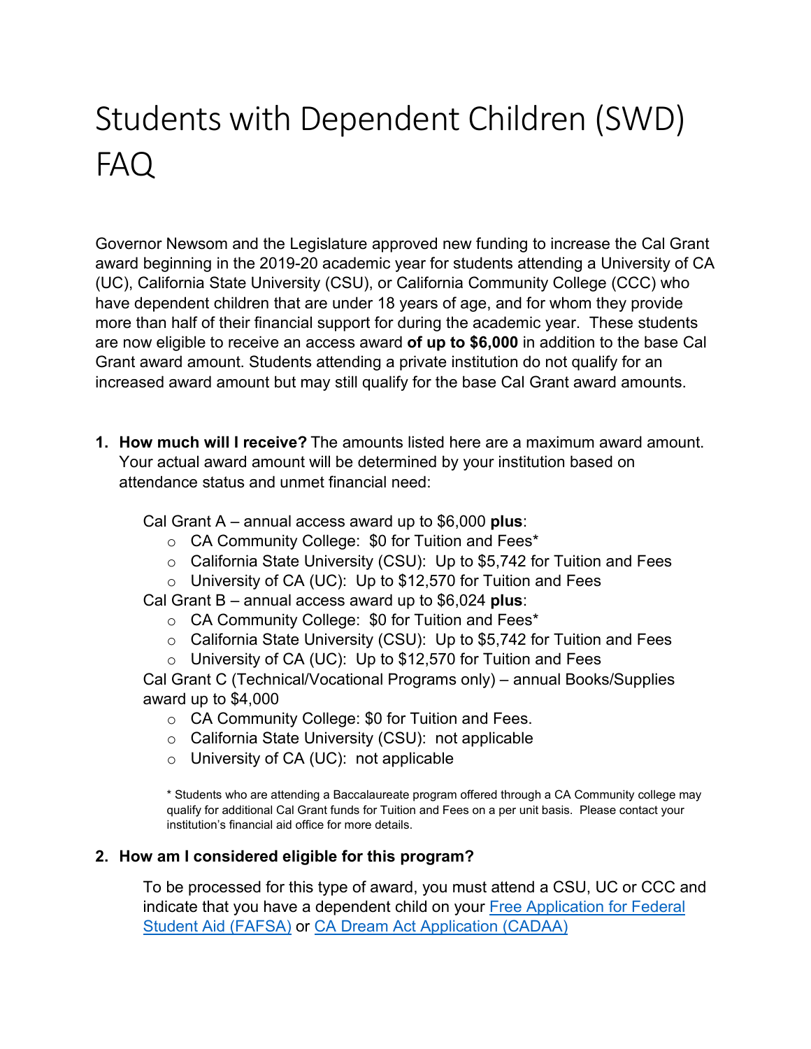# Students with Dependent Children (SWD) FAQ

Governor Newsom and the Legislature approved new funding to increase the Cal Grant award beginning in the 2019-20 academic year for students attending a University of CA (UC), California State University (CSU), or California Community College (CCC) who have dependent children that are under 18 years of age, and for whom they provide more than half of their financial support for during the academic year. These students are now eligible to receive an access award **of up to $6,000** in addition to the base Cal Grant award amount. Students attending a private institution do not qualify for an increased award amount but may still qualify for the base Cal Grant award amounts.

1. **How much will I receive?** The amounts listed here are a maximum award amount. Your actual award amount will be determined by your institution based on attendance status and unmet financial need:

   Cal Grant A – annual access award up to $6,000 **plus**:
   - CA Community College: $0 for Tuition and Fees*
   - California State University (CSU): Up to $5,742 for Tuition and Fees
   - University of CA (UC): Up to $12,570 for Tuition and Fees

   Cal Grant B – annual access award up to $6,024 **plus**:
   - CA Community College: $0 for Tuition and Fees*
   - California State University (CSU): Up to $5,742 for Tuition and Fees
   - University of CA (UC): Up to $12,570 for Tuition and Fees

   Cal Grant C (Technical/Vocational Programs only) – annual Books/Supplies award up to $4,000
   - CA Community College: $0 for Tuition and Fees.
   - California State University (CSU): not applicable
   - University of CA (UC): not applicable

   * Students who are attending a Baccalaureate program offered through a CA Community college may qualify for additional Cal Grant funds for Tuition and Fees on a per unit basis. Please contact your institution's financial aid office for more details.

2. **How am I considered eligible for this program?**

   To be processed for this type of award, you must attend a CSU, UC or CCC and indicate that you have a dependent child on your Free Application for Federal Student Aid (FAFSA) or CA Dream Act Application (CADAA)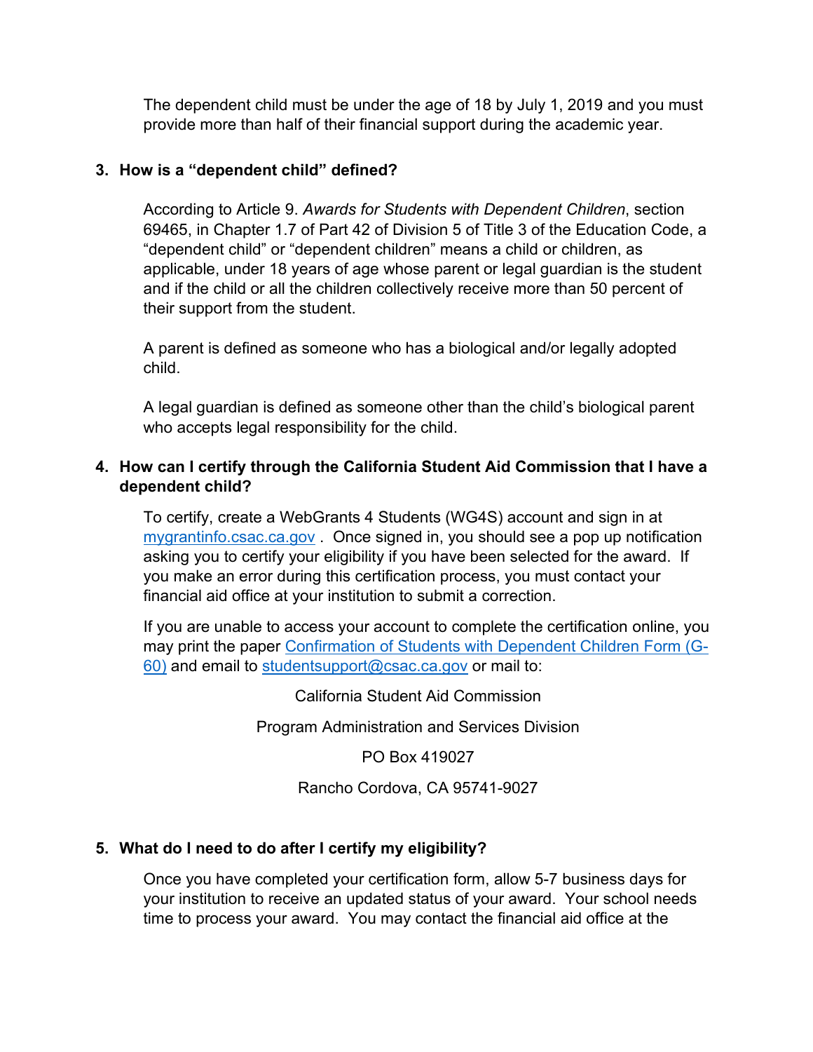The dependent child must be under the age of 18 by July 1, 2019 and you must provide more than half of their financial support during the academic year.

3. **How is a "dependent child" defined?**

   According to Article 9. *Awards for Students with Dependent Children*, section 69465, in Chapter 1.7 of Part 42 of Division 5 of Title 3 of the Education Code, a "dependent child" or "dependent children" means a child or children, as applicable, under 18 years of age whose parent or legal guardian is the student and if the child or all the children collectively receive more than 50 percent of their support from the student.

   A parent is defined as someone who has a biological and/or legally adopted child.

   A legal guardian is defined as someone other than the child's biological parent who accepts legal responsibility for the child.

4. **How can I certify through the California Student Aid Commission that I have a dependent child?**

   To certify, create a WebGrants 4 Students (WG4S) account and sign in at [mygrantinfo.csac.ca.gov](mygrantinfo.csac.ca.gov) . Once signed in, you should see a pop up notification asking you to certify your eligibility if you have been selected for the award. If you make an error during this certification process, you must contact your financial aid office at your institution to submit a correction.

   If you are unable to access your account to complete the certification online, you may print the paper [Confirmation of Students with Dependent Children Form (G-60)]() and email to [studentsupport@csac.ca.gov](mailto:studentsupport@csac.ca.gov) or mail to:

   California Student Aid Commission

   Program Administration and Services Division

   PO Box 419027

   Rancho Cordova, CA 95741-9027

5. **What do I need to do after I certify my eligibility?**

   Once you have completed your certification form, allow 5-7 business days for your institution to receive an updated status of your award. Your school needs time to process your award. You may contact the financial aid office at the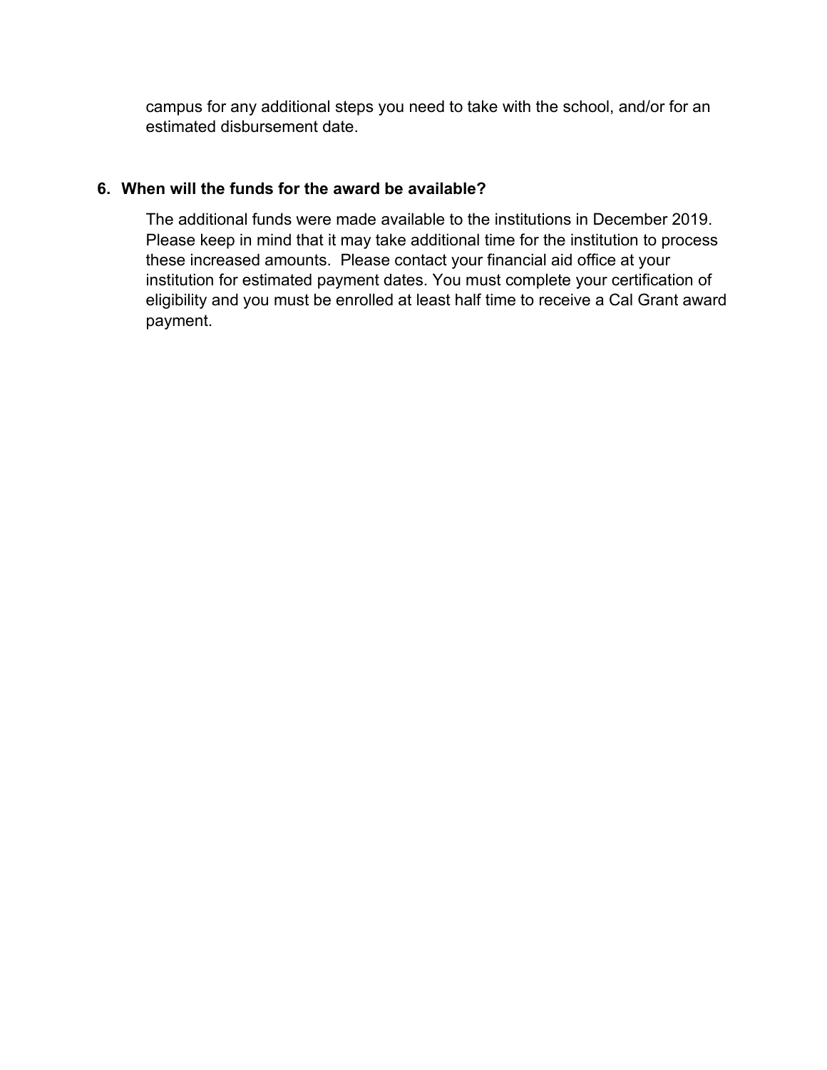campus for any additional steps you need to take with the school, and/or for an estimated disbursement date.

6. **When will the funds for the award be available?**

   The additional funds were made available to the institutions in December 2019. Please keep in mind that it may take additional time for the institution to process these increased amounts. Please contact your financial aid office at your institution for estimated payment dates. You must complete your certification of eligibility and you must be enrolled at least half time to receive a Cal Grant award payment.